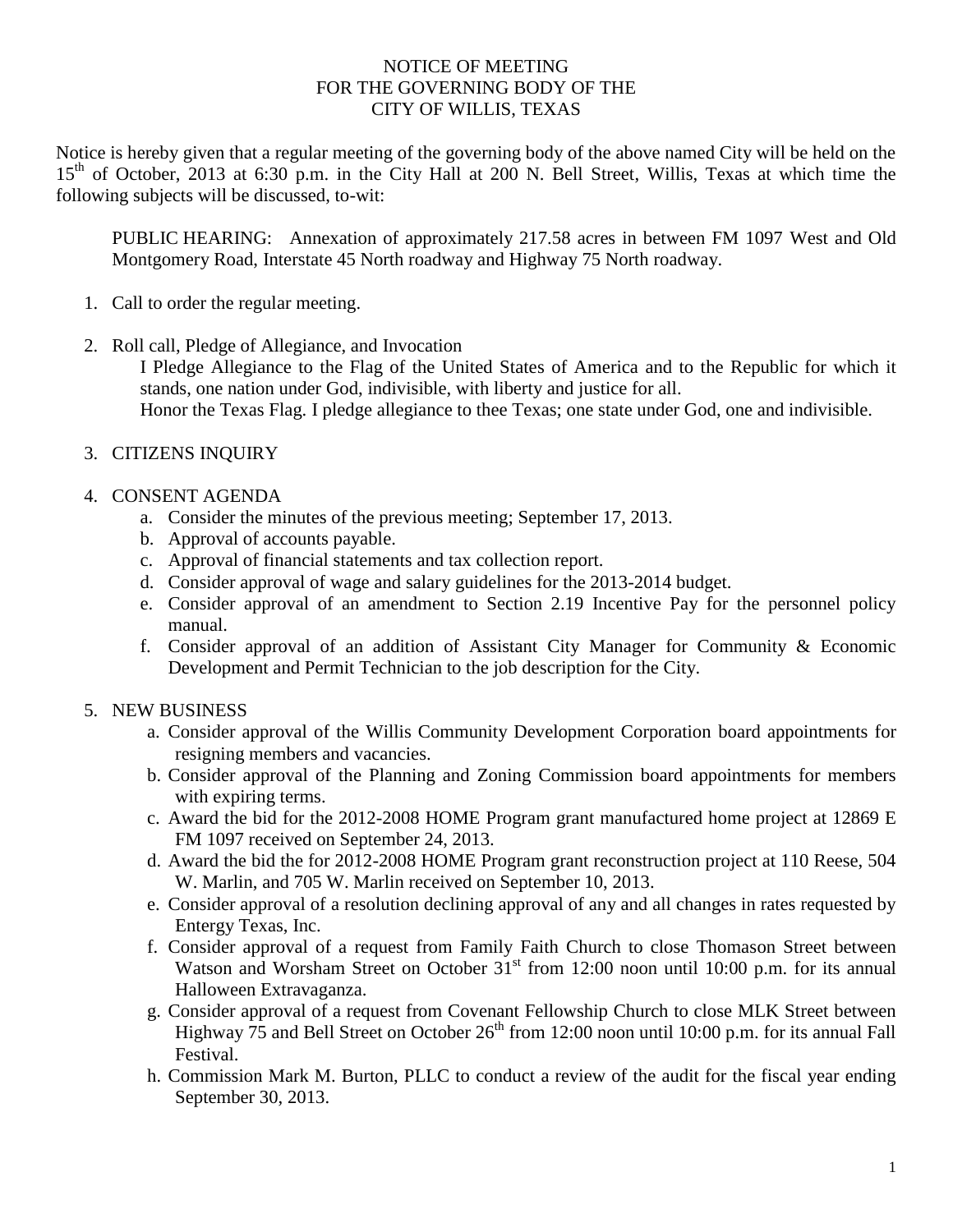# NOTICE OF MEETING
# FOR THE GOVERNING BODY OF THE
# CITY OF WILLIS, TEXAS

Notice is hereby given that a regular meeting of the governing body of the above named City will be held on the 15th of October, 2013 at 6:30 p.m. in the City Hall at 200 N. Bell Street, Willis, Texas at which time the following subjects will be discussed, to-wit:

PUBLIC HEARING: Annexation of approximately 217.58 acres in between FM 1097 West and Old Montgomery Road, Interstate 45 North roadway and Highway 75 North roadway.

1. Call to order the regular meeting.

2. Roll call, Pledge of Allegiance, and Invocation
   I Pledge Allegiance to the Flag of the United States of America and to the Republic for which it stands, one nation under God, indivisible, with liberty and justice for all.
   Honor the Texas Flag. I pledge allegiance to thee Texas; one state under God, one and indivisible.

3. CITIZENS INQUIRY

4. CONSENT AGENDA
   a. Consider the minutes of the previous meeting; September 17, 2013.
   b. Approval of accounts payable.
   c. Approval of financial statements and tax collection report.
   d. Consider approval of wage and salary guidelines for the 2013-2014 budget.
   e. Consider approval of an amendment to Section 2.19 Incentive Pay for the personnel policy manual.
   f. Consider approval of an addition of Assistant City Manager for Community & Economic Development and Permit Technician to the job description for the City.

5. NEW BUSINESS
   a. Consider approval of the Willis Community Development Corporation board appointments for resigning members and vacancies.
   b. Consider approval of the Planning and Zoning Commission board appointments for members with expiring terms.
   c. Award the bid for the 2012-2008 HOME Program grant manufactured home project at 12869 E FM 1097 received on September 24, 2013.
   d. Award the bid the for 2012-2008 HOME Program grant reconstruction project at 110 Reese, 504 W. Marlin, and 705 W. Marlin received on September 10, 2013.
   e. Consider approval of a resolution declining approval of any and all changes in rates requested by Entergy Texas, Inc.
   f. Consider approval of a request from Family Faith Church to close Thomason Street between Watson and Worsham Street on October 31st from 12:00 noon until 10:00 p.m. for its annual Halloween Extravaganza.
   g. Consider approval of a request from Covenant Fellowship Church to close MLK Street between Highway 75 and Bell Street on October 26th from 12:00 noon until 10:00 p.m. for its annual Fall Festival.
   h. Commission Mark M. Burton, PLLC to conduct a review of the audit for the fiscal year ending September 30, 2013.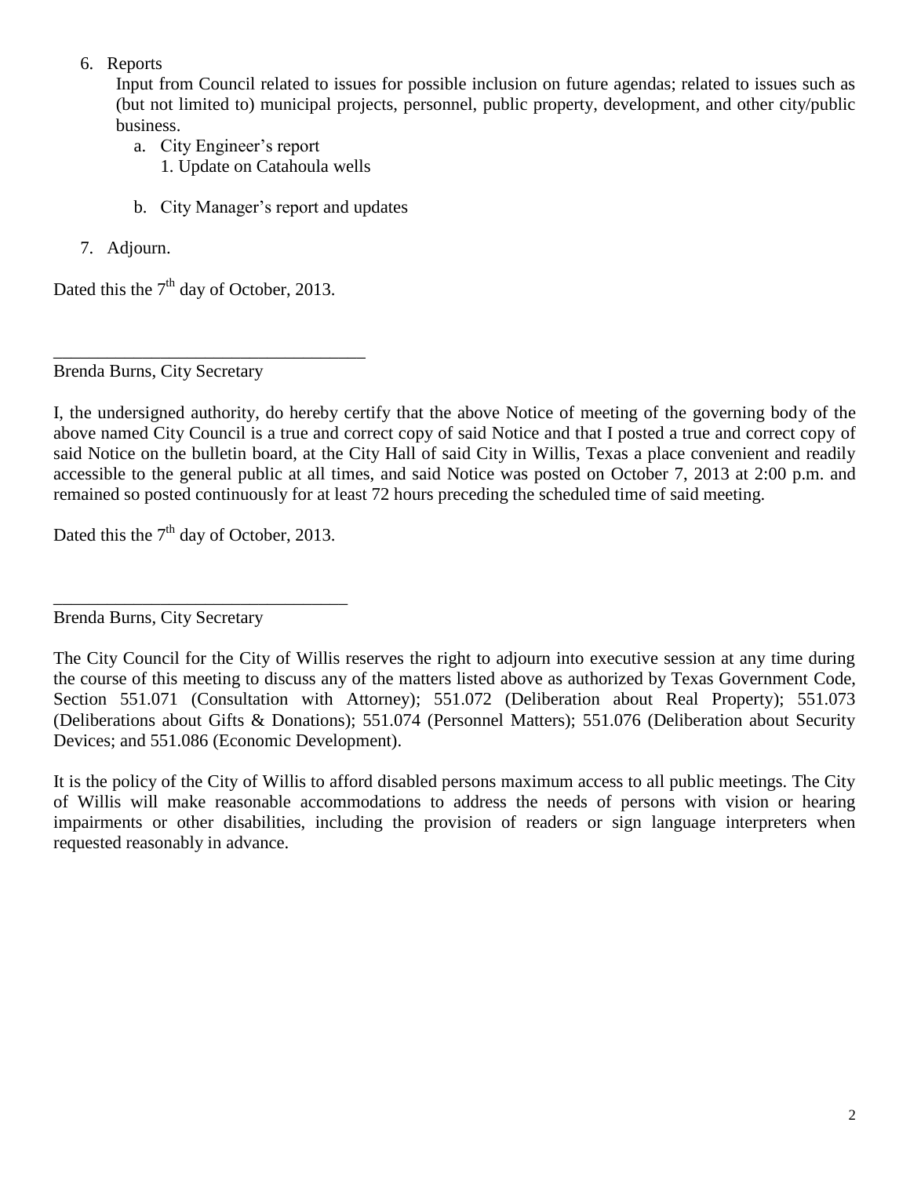6. Reports

   Input from Council related to issues for possible inclusion on future agendas; related to issues such as (but not limited to) municipal projects, personnel, public property, development, and other city/public business.

   a. City Engineer's report
      1. Update on Catahoula wells

   b. City Manager's report and updates

7. Adjourn.

Dated this the 7th day of October, 2013.

\_\_\_\_\_\_\_\_\_\_\_\_\_\_\_\_\_\_\_\_\_\_\_\_\_\_\_\_\_\_\_\_\_\_\_\_

Brenda Burns, City Secretary

I, the undersigned authority, do hereby certify that the above Notice of meeting of the governing body of the above named City Council is a true and correct copy of said Notice and that I posted a true and correct copy of said Notice on the bulletin board, at the City Hall of said City in Willis, Texas a place convenient and readily accessible to the general public at all times, and said Notice was posted on October 7, 2013 at 2:00 p.m. and remained so posted continuously for at least 72 hours preceding the scheduled time of said meeting.

Dated this the 7th day of October, 2013.

\_\_\_\_\_\_\_\_\_\_\_\_\_\_\_\_\_\_\_\_\_\_\_\_\_\_\_\_\_\_\_\_\_\_\_\_

Brenda Burns, City Secretary

The City Council for the City of Willis reserves the right to adjourn into executive session at any time during the course of this meeting to discuss any of the matters listed above as authorized by Texas Government Code, Section 551.071 (Consultation with Attorney); 551.072 (Deliberation about Real Property); 551.073 (Deliberations about Gifts & Donations); 551.074 (Personnel Matters); 551.076 (Deliberation about Security Devices; and 551.086 (Economic Development).

It is the policy of the City of Willis to afford disabled persons maximum access to all public meetings. The City of Willis will make reasonable accommodations to address the needs of persons with vision or hearing impairments or other disabilities, including the provision of readers or sign language interpreters when requested reasonably in advance.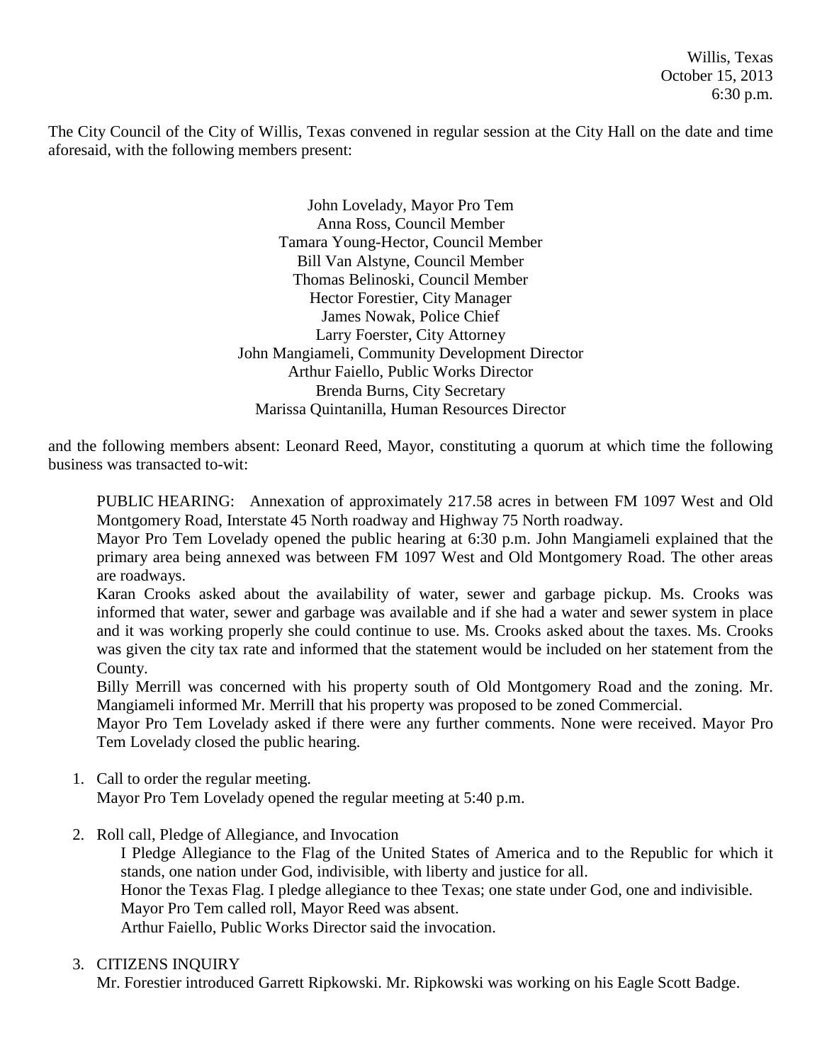Willis, Texas
October 15, 2013
6:30 p.m.

The City Council of the City of Willis, Texas convened in regular session at the City Hall on the date and time aforesaid, with the following members present:

John Lovelady, Mayor Pro Tem
Anna Ross, Council Member
Tamara Young-Hector, Council Member
Bill Van Alstyne, Council Member
Thomas Belinoski, Council Member
Hector Forestier, City Manager
James Nowak, Police Chief
Larry Foerster, City Attorney
John Mangiameli, Community Development Director
Arthur Faiello, Public Works Director
Brenda Burns, City Secretary
Marissa Quintanilla, Human Resources Director

and the following members absent: Leonard Reed, Mayor, constituting a quorum at which time the following business was transacted to-wit:

PUBLIC HEARING: Annexation of approximately 217.58 acres in between FM 1097 West and Old Montgomery Road, Interstate 45 North roadway and Highway 75 North roadway.
Mayor Pro Tem Lovelady opened the public hearing at 6:30 p.m. John Mangiameli explained that the primary area being annexed was between FM 1097 West and Old Montgomery Road. The other areas are roadways.
Karan Crooks asked about the availability of water, sewer and garbage pickup. Ms. Crooks was informed that water, sewer and garbage was available and if she had a water and sewer system in place and it was working properly she could continue to use. Ms. Crooks asked about the taxes. Ms. Crooks was given the city tax rate and informed that the statement would be included on her statement from the County.
Billy Merrill was concerned with his property south of Old Montgomery Road and the zoning. Mr. Mangiameli informed Mr. Merrill that his property was proposed to be zoned Commercial.
Mayor Pro Tem Lovelady asked if there were any further comments. None were received. Mayor Pro Tem Lovelady closed the public hearing.

1. Call to order the regular meeting.
   Mayor Pro Tem Lovelady opened the regular meeting at 5:40 p.m.

2. Roll call, Pledge of Allegiance, and Invocation
   I Pledge Allegiance to the Flag of the United States of America and to the Republic for which it stands, one nation under God, indivisible, with liberty and justice for all.
   Honor the Texas Flag. I pledge allegiance to thee Texas; one state under God, one and indivisible.
   Mayor Pro Tem called roll, Mayor Reed was absent.
   Arthur Faiello, Public Works Director said the invocation.

3. CITIZENS INQUIRY
   Mr. Forestier introduced Garrett Ripkowski. Mr. Ripkowski was working on his Eagle Scott Badge.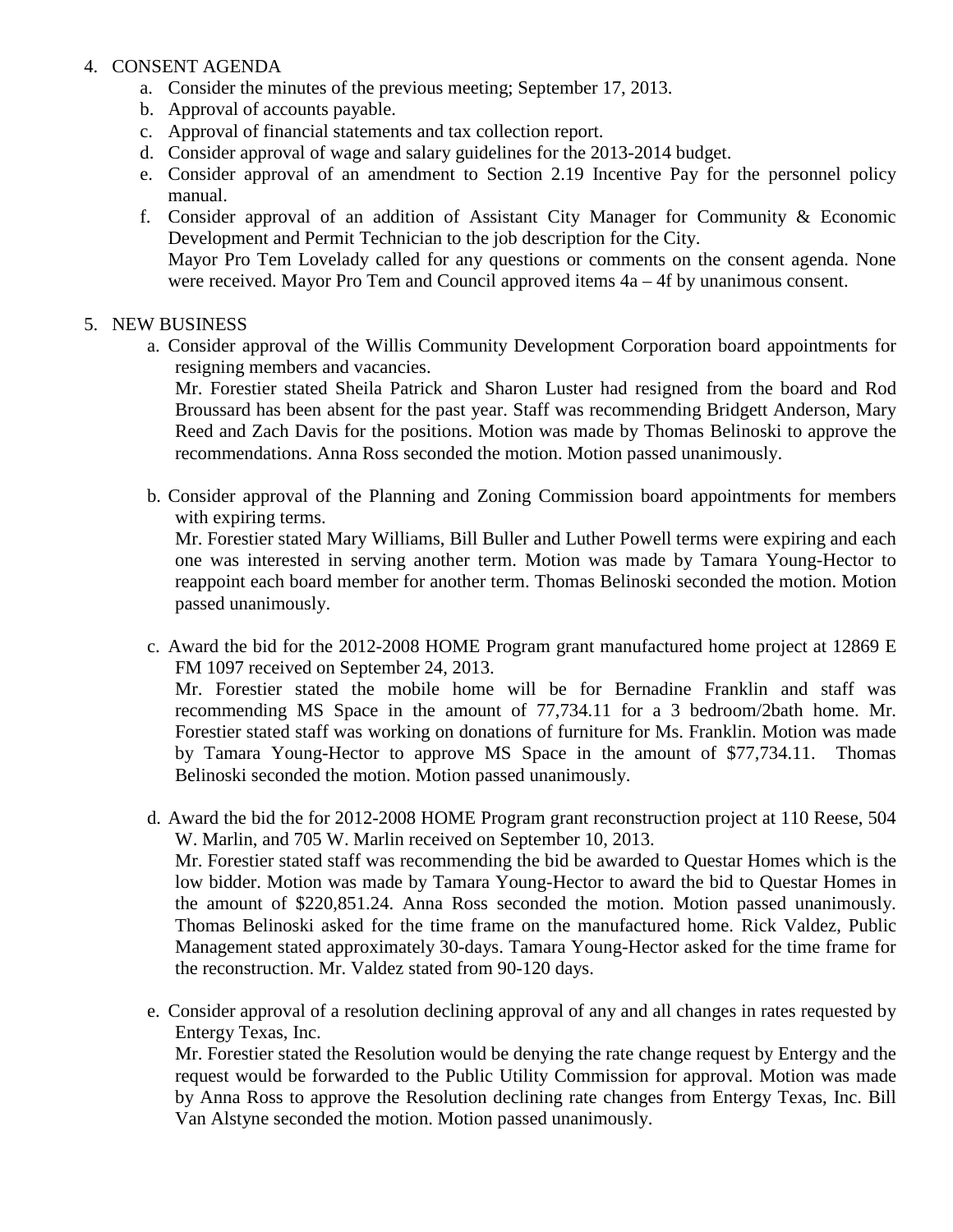4. CONSENT AGENDA
    a. Consider the minutes of the previous meeting; September 17, 2013.
    b. Approval of accounts payable.
    c. Approval of financial statements and tax collection report.
    d. Consider approval of wage and salary guidelines for the 2013-2014 budget.
    e. Consider approval of an amendment to Section 2.19 Incentive Pay for the personnel policy manual.
    f. Consider approval of an addition of Assistant City Manager for Community & Economic Development and Permit Technician to the job description for the City.
       Mayor Pro Tem Lovelady called for any questions or comments on the consent agenda. None were received. Mayor Pro Tem and Council approved items 4a – 4f by unanimous consent.

5. NEW BUSINESS
    a. Consider approval of the Willis Community Development Corporation board appointments for resigning members and vacancies.
       Mr. Forestier stated Sheila Patrick and Sharon Luster had resigned from the board and Rod Broussard has been absent for the past year. Staff was recommending Bridgett Anderson, Mary Reed and Zach Davis for the positions. Motion was made by Thomas Belinoski to approve the recommendations. Anna Ross seconded the motion. Motion passed unanimously.

    b. Consider approval of the Planning and Zoning Commission board appointments for members with expiring terms.
       Mr. Forestier stated Mary Williams, Bill Buller and Luther Powell terms were expiring and each one was interested in serving another term. Motion was made by Tamara Young-Hector to reappoint each board member for another term. Thomas Belinoski seconded the motion. Motion passed unanimously.

    c. Award the bid for the 2012-2008 HOME Program grant manufactured home project at 12869 E FM 1097 received on September 24, 2013.
       Mr. Forestier stated the mobile home will be for Bernadine Franklin and staff was recommending MS Space in the amount of 77,734.11 for a 3 bedroom/2bath home. Mr. Forestier stated staff was working on donations of furniture for Ms. Franklin. Motion was made by Tamara Young-Hector to approve MS Space in the amount of $77,734.11. Thomas Belinoski seconded the motion. Motion passed unanimously.

    d. Award the bid the for 2012-2008 HOME Program grant reconstruction project at 110 Reese, 504 W. Marlin, and 705 W. Marlin received on September 10, 2013.
       Mr. Forestier stated staff was recommending the bid be awarded to Questar Homes which is the low bidder. Motion was made by Tamara Young-Hector to award the bid to Questar Homes in the amount of $220,851.24. Anna Ross seconded the motion. Motion passed unanimously. Thomas Belinoski asked for the time frame on the manufactured home. Rick Valdez, Public Management stated approximately 30-days. Tamara Young-Hector asked for the time frame for the reconstruction. Mr. Valdez stated from 90-120 days.

    e. Consider approval of a resolution declining approval of any and all changes in rates requested by Entergy Texas, Inc.
       Mr. Forestier stated the Resolution would be denying the rate change request by Entergy and the request would be forwarded to the Public Utility Commission for approval. Motion was made by Anna Ross to approve the Resolution declining rate changes from Entergy Texas, Inc. Bill Van Alstyne seconded the motion. Motion passed unanimously.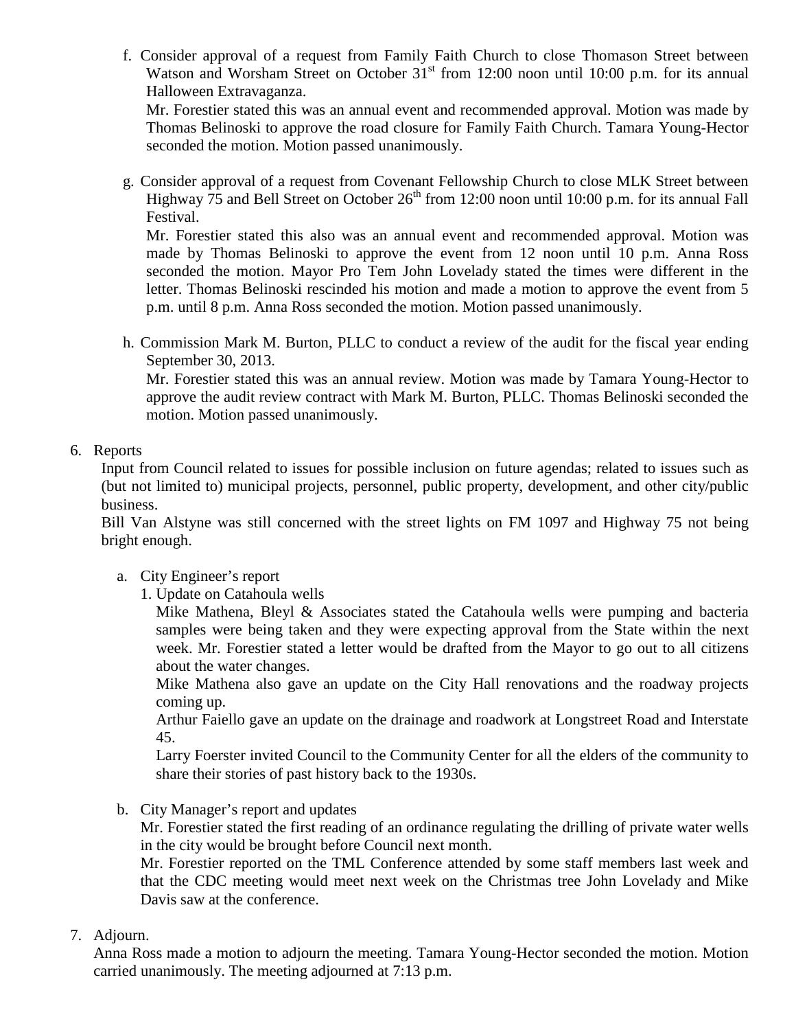f. Consider approval of a request from Family Faith Church to close Thomason Street between Watson and Worsham Street on October 31st from 12:00 noon until 10:00 p.m. for its annual Halloween Extravaganza.

   Mr. Forestier stated this was an annual event and recommended approval. Motion was made by Thomas Belinoski to approve the road closure for Family Faith Church. Tamara Young-Hector seconded the motion. Motion passed unanimously.

g. Consider approval of a request from Covenant Fellowship Church to close MLK Street between Highway 75 and Bell Street on October 26th from 12:00 noon until 10:00 p.m. for its annual Fall Festival.

   Mr. Forestier stated this also was an annual event and recommended approval. Motion was made by Thomas Belinoski to approve the event from 12 noon until 10 p.m. Anna Ross seconded the motion. Mayor Pro Tem John Lovelady stated the times were different in the letter. Thomas Belinoski rescinded his motion and made a motion to approve the event from 5 p.m. until 8 p.m. Anna Ross seconded the motion. Motion passed unanimously.

h. Commission Mark M. Burton, PLLC to conduct a review of the audit for the fiscal year ending September 30, 2013.

   Mr. Forestier stated this was an annual review. Motion was made by Tamara Young-Hector to approve the audit review contract with Mark M. Burton, PLLC. Thomas Belinoski seconded the motion. Motion passed unanimously.

6. Reports

   Input from Council related to issues for possible inclusion on future agendas; related to issues such as (but not limited to) municipal projects, personnel, public property, development, and other city/public business.

   Bill Van Alstyne was still concerned with the street lights on FM 1097 and Highway 75 not being bright enough.

   a. City Engineer's report

      1. Update on Catahoula wells

         Mike Mathena, Bleyl & Associates stated the Catahoula wells were pumping and bacteria samples were being taken and they were expecting approval from the State within the next week. Mr. Forestier stated a letter would be drafted from the Mayor to go out to all citizens about the water changes.

         Mike Mathena also gave an update on the City Hall renovations and the roadway projects coming up.

         Arthur Faiello gave an update on the drainage and roadwork at Longstreet Road and Interstate 45.

         Larry Foerster invited Council to the Community Center for all the elders of the community to share their stories of past history back to the 1930s.

   b. City Manager's report and updates

      Mr. Forestier stated the first reading of an ordinance regulating the drilling of private water wells in the city would be brought before Council next month.

      Mr. Forestier reported on the TML Conference attended by some staff members last week and that the CDC meeting would meet next week on the Christmas tree John Lovelady and Mike Davis saw at the conference.

7. Adjourn.

   Anna Ross made a motion to adjourn the meeting. Tamara Young-Hector seconded the motion. Motion carried unanimously. The meeting adjourned at 7:13 p.m.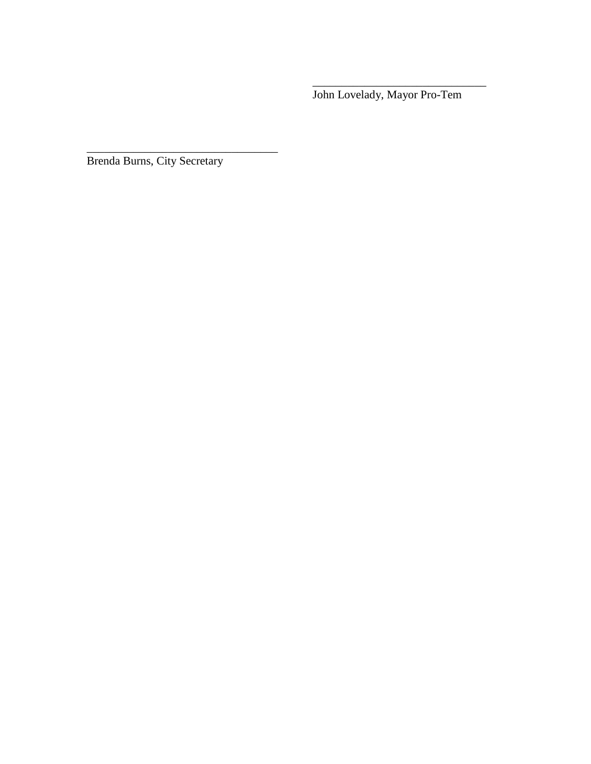_______________________________
John Lovelady, Mayor Pro-Tem

__________________________________
Brenda Burns, City Secretary